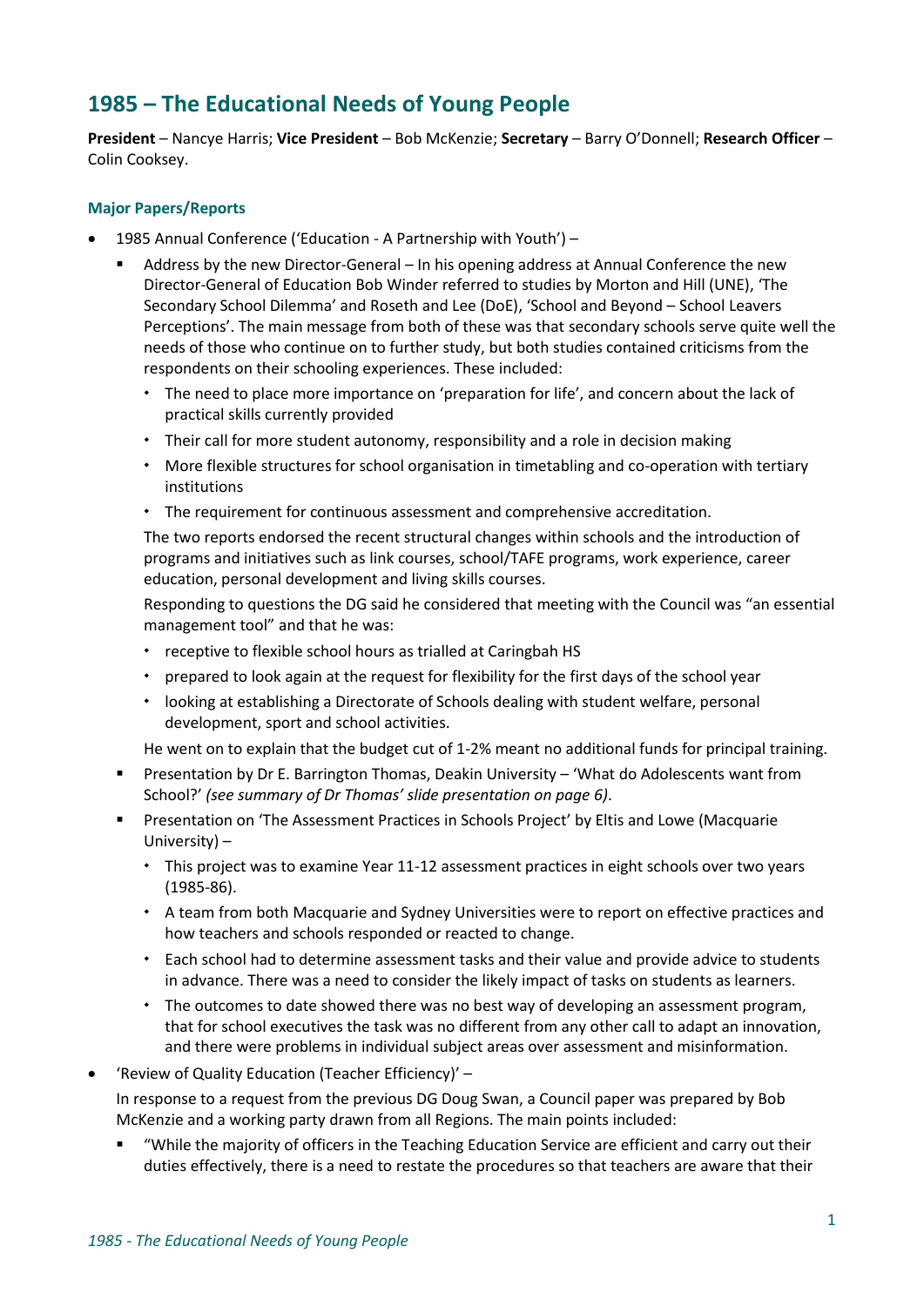## 1985 – The Educational Needs of Young People

**President** – Nancye Harris; **Vice President** – Bob McKenzie; **Secretary** – Barry O'Donnell; **Research Officer** – Colin Cooksey.

### Major Papers/Reports

- 1985 Annual Conference ('Education - A Partnership with Youth') –
  - Address by the new Director-General – In his opening address at Annual Conference the new Director-General of Education Bob Winder referred to studies by Morton and Hill (UNE), 'The Secondary School Dilemma' and Roseth and Lee (DoE), 'School and Beyond – School Leavers Perceptions'. The main message from both of these was that secondary schools serve quite well the needs of those who continue on to further study, but both studies contained criticisms from the respondents on their schooling experiences. These included:
    - The need to place more importance on 'preparation for life', and concern about the lack of practical skills currently provided
    - Their call for more student autonomy, responsibility and a role in decision making
    - More flexible structures for school organisation in timetabling and co-operation with tertiary institutions
    - The requirement for continuous assessment and comprehensive accreditation.

    The two reports endorsed the recent structural changes within schools and the introduction of programs and initiatives such as link courses, school/TAFE programs, work experience, career education, personal development and living skills courses.

    Responding to questions the DG said he considered that meeting with the Council was "an essential management tool" and that he was:

    - receptive to flexible school hours as trialled at Caringbah HS
    - prepared to look again at the request for flexibility for the first days of the school year
    - looking at establishing a Directorate of Schools dealing with student welfare, personal development, sport and school activities.

    He went on to explain that the budget cut of 1-2% meant no additional funds for principal training.
  - Presentation by Dr E. Barrington Thomas, Deakin University – 'What do Adolescents want from School?' *(see summary of Dr Thomas' slide presentation on page 6)*.
  - Presentation on 'The Assessment Practices in Schools Project' by Eltis and Lowe (Macquarie University) –
    - This project was to examine Year 11-12 assessment practices in eight schools over two years (1985-86).
    - A team from both Macquarie and Sydney Universities were to report on effective practices and how teachers and schools responded or reacted to change.
    - Each school had to determine assessment tasks and their value and provide advice to students in advance. There was a need to consider the likely impact of tasks on students as learners.
    - The outcomes to date showed there was no best way of developing an assessment program, that for school executives the task was no different from any other call to adapt an innovation, and there were problems in individual subject areas over assessment and misinformation.
- 'Review of Quality Education (Teacher Efficiency)' –

  In response to a request from the previous DG Doug Swan, a Council paper was prepared by Bob McKenzie and a working party drawn from all Regions. The main points included:
  - "While the majority of officers in the Teaching Education Service are efficient and carry out their duties effectively, there is a need to restate the procedures so that teachers are aware that their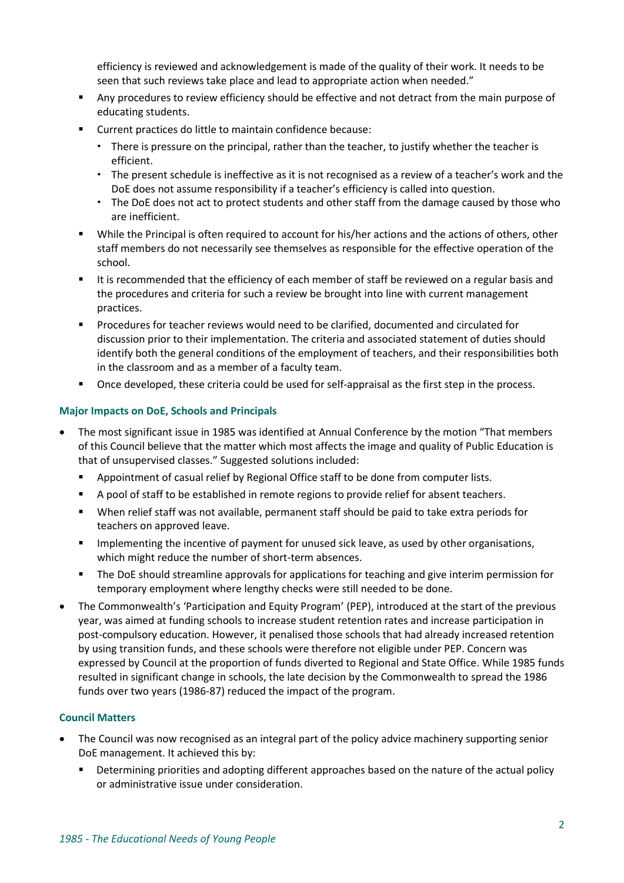efficiency is reviewed and acknowledgement is made of the quality of their work. It needs to be seen that such reviews take place and lead to appropriate action when needed."

- Any procedures to review efficiency should be effective and not detract from the main purpose of educating students.
- Current practices do little to maintain confidence because:
  - There is pressure on the principal, rather than the teacher, to justify whether the teacher is efficient.
  - The present schedule is ineffective as it is not recognised as a review of a teacher's work and the DoE does not assume responsibility if a teacher's efficiency is called into question.
  - The DoE does not act to protect students and other staff from the damage caused by those who are inefficient.
- While the Principal is often required to account for his/her actions and the actions of others, other staff members do not necessarily see themselves as responsible for the effective operation of the school.
- It is recommended that the efficiency of each member of staff be reviewed on a regular basis and the procedures and criteria for such a review be brought into line with current management practices.
- Procedures for teacher reviews would need to be clarified, documented and circulated for discussion prior to their implementation. The criteria and associated statement of duties should identify both the general conditions of the employment of teachers, and their responsibilities both in the classroom and as a member of a faculty team.
- Once developed, these criteria could be used for self-appraisal as the first step in the process.

### Major Impacts on DoE, Schools and Principals

- The most significant issue in 1985 was identified at Annual Conference by the motion "That members of this Council believe that the matter which most affects the image and quality of Public Education is that of unsupervised classes." Suggested solutions included:
  - Appointment of casual relief by Regional Office staff to be done from computer lists.
  - A pool of staff to be established in remote regions to provide relief for absent teachers.
  - When relief staff was not available, permanent staff should be paid to take extra periods for teachers on approved leave.
  - Implementing the incentive of payment for unused sick leave, as used by other organisations, which might reduce the number of short-term absences.
  - The DoE should streamline approvals for applications for teaching and give interim permission for temporary employment where lengthy checks were still needed to be done.
- The Commonwealth's 'Participation and Equity Program' (PEP), introduced at the start of the previous year, was aimed at funding schools to increase student retention rates and increase participation in post-compulsory education. However, it penalised those schools that had already increased retention by using transition funds, and these schools were therefore not eligible under PEP. Concern was expressed by Council at the proportion of funds diverted to Regional and State Office. While 1985 funds resulted in significant change in schools, the late decision by the Commonwealth to spread the 1986 funds over two years (1986-87) reduced the impact of the program.

### Council Matters

- The Council was now recognised as an integral part of the policy advice machinery supporting senior DoE management. It achieved this by:
  - Determining priorities and adopting different approaches based on the nature of the actual policy or administrative issue under consideration.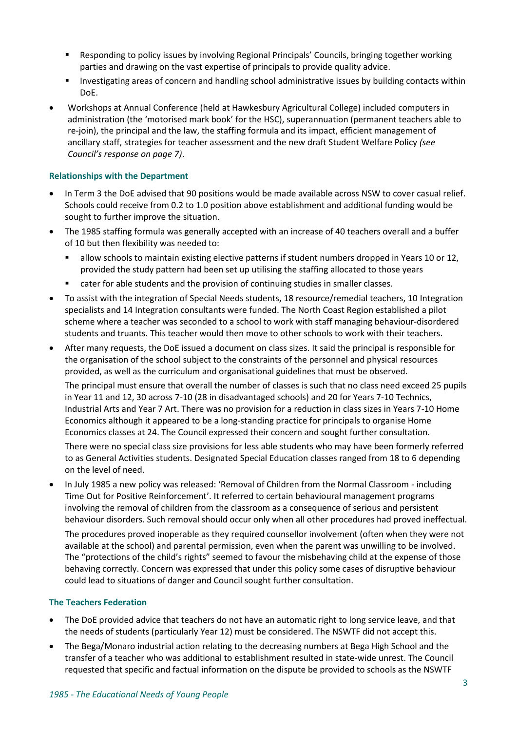- Responding to policy issues by involving Regional Principals' Councils, bringing together working parties and drawing on the vast expertise of principals to provide quality advice.
    - Investigating areas of concern and handling school administrative issues by building contacts within DoE.
- Workshops at Annual Conference (held at Hawkesbury Agricultural College) included computers in administration (the 'motorised mark book' for the HSC), superannuation (permanent teachers able to re-join), the principal and the law, the staffing formula and its impact, efficient management of ancillary staff, strategies for teacher assessment and the new draft Student Welfare Policy *(see Council's response on page 7)*.

### Relationships with the Department

- In Term 3 the DoE advised that 90 positions would be made available across NSW to cover casual relief. Schools could receive from 0.2 to 1.0 position above establishment and additional funding would be sought to further improve the situation.
- The 1985 staffing formula was generally accepted with an increase of 40 teachers overall and a buffer of 10 but then flexibility was needed to:
    - allow schools to maintain existing elective patterns if student numbers dropped in Years 10 or 12, provided the study pattern had been set up utilising the staffing allocated to those years
    - cater for able students and the provision of continuing studies in smaller classes.
- To assist with the integration of Special Needs students, 18 resource/remedial teachers, 10 Integration specialists and 14 Integration consultants were funded. The North Coast Region established a pilot scheme where a teacher was seconded to a school to work with staff managing behaviour-disordered students and truants. This teacher would then move to other schools to work with their teachers.
- After many requests, the DoE issued a document on class sizes. It said the principal is responsible for the organisation of the school subject to the constraints of the personnel and physical resources provided, as well as the curriculum and organisational guidelines that must be observed.

  The principal must ensure that overall the number of classes is such that no class need exceed 25 pupils in Year 11 and 12, 30 across 7-10 (28 in disadvantaged schools) and 20 for Years 7-10 Technics, Industrial Arts and Year 7 Art. There was no provision for a reduction in class sizes in Years 7-10 Home Economics although it appeared to be a long-standing practice for principals to organise Home Economics classes at 24. The Council expressed their concern and sought further consultation.

  There were no special class size provisions for less able students who may have been formerly referred to as General Activities students. Designated Special Education classes ranged from 18 to 6 depending on the level of need.
- In July 1985 a new policy was released: 'Removal of Children from the Normal Classroom - including Time Out for Positive Reinforcement'. It referred to certain behavioural management programs involving the removal of children from the classroom as a consequence of serious and persistent behaviour disorders. Such removal should occur only when all other procedures had proved ineffectual.

  The procedures proved inoperable as they required counsellor involvement (often when they were not available at the school) and parental permission, even when the parent was unwilling to be involved. The "protections of the child's rights" seemed to favour the misbehaving child at the expense of those behaving correctly. Concern was expressed that under this policy some cases of disruptive behaviour could lead to situations of danger and Council sought further consultation.

### The Teachers Federation

- The DoE provided advice that teachers do not have an automatic right to long service leave, and that the needs of students (particularly Year 12) must be considered. The NSWTF did not accept this.
- The Bega/Monaro industrial action relating to the decreasing numbers at Bega High School and the transfer of a teacher who was additional to establishment resulted in state-wide unrest. The Council requested that specific and factual information on the dispute be provided to schools as the NSWTF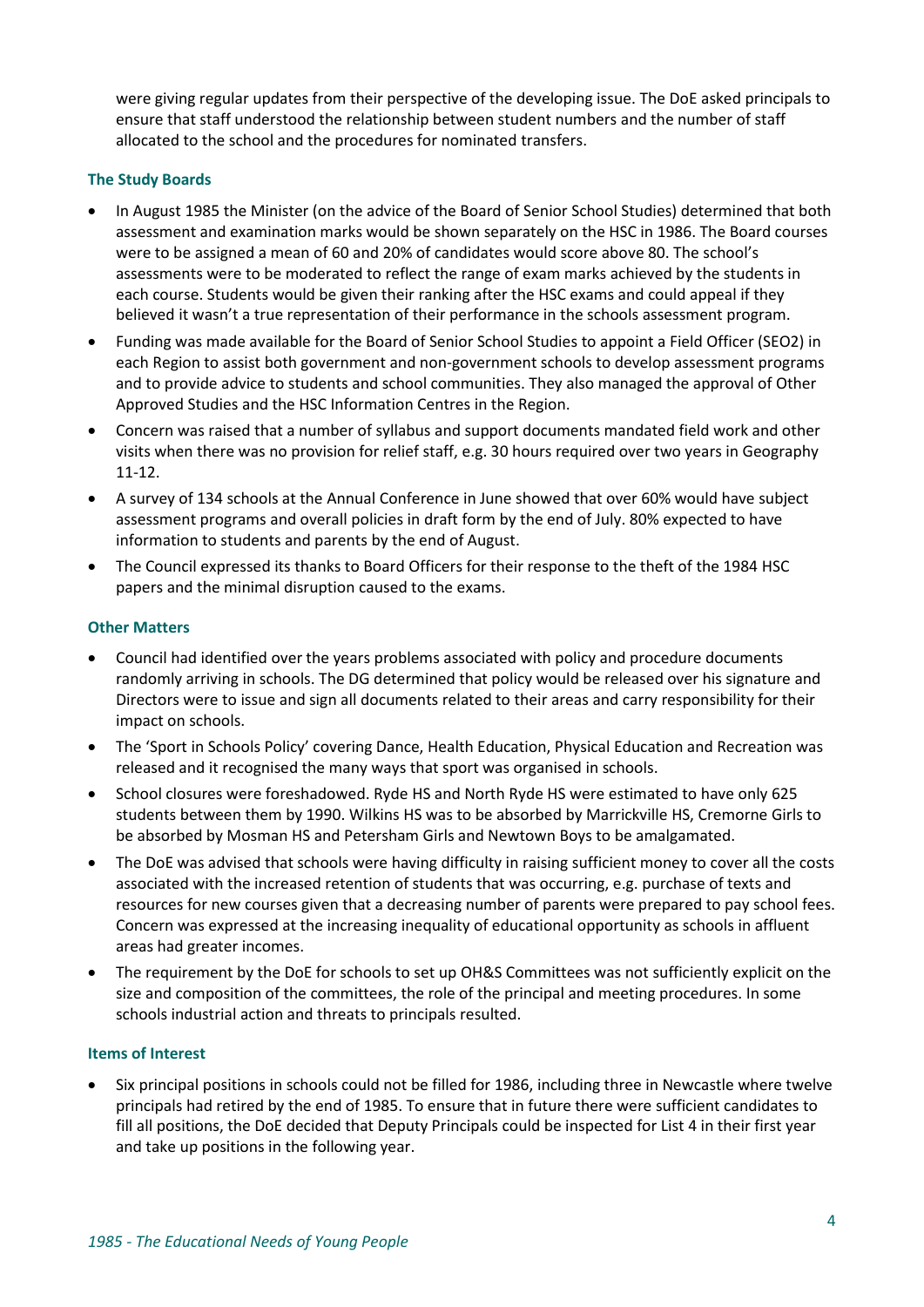were giving regular updates from their perspective of the developing issue. The DoE asked principals to ensure that staff understood the relationship between student numbers and the number of staff allocated to the school and the procedures for nominated transfers.

### The Study Boards

- In August 1985 the Minister (on the advice of the Board of Senior School Studies) determined that both assessment and examination marks would be shown separately on the HSC in 1986. The Board courses were to be assigned a mean of 60 and 20% of candidates would score above 80. The school's assessments were to be moderated to reflect the range of exam marks achieved by the students in each course. Students would be given their ranking after the HSC exams and could appeal if they believed it wasn't a true representation of their performance in the schools assessment program.
- Funding was made available for the Board of Senior School Studies to appoint a Field Officer (SEO2) in each Region to assist both government and non-government schools to develop assessment programs and to provide advice to students and school communities. They also managed the approval of Other Approved Studies and the HSC Information Centres in the Region.
- Concern was raised that a number of syllabus and support documents mandated field work and other visits when there was no provision for relief staff, e.g. 30 hours required over two years in Geography 11-12.
- A survey of 134 schools at the Annual Conference in June showed that over 60% would have subject assessment programs and overall policies in draft form by the end of July. 80% expected to have information to students and parents by the end of August.
- The Council expressed its thanks to Board Officers for their response to the theft of the 1984 HSC papers and the minimal disruption caused to the exams.

### Other Matters

- Council had identified over the years problems associated with policy and procedure documents randomly arriving in schools. The DG determined that policy would be released over his signature and Directors were to issue and sign all documents related to their areas and carry responsibility for their impact on schools.
- The 'Sport in Schools Policy' covering Dance, Health Education, Physical Education and Recreation was released and it recognised the many ways that sport was organised in schools.
- School closures were foreshadowed. Ryde HS and North Ryde HS were estimated to have only 625 students between them by 1990. Wilkins HS was to be absorbed by Marrickville HS, Cremorne Girls to be absorbed by Mosman HS and Petersham Girls and Newtown Boys to be amalgamated.
- The DoE was advised that schools were having difficulty in raising sufficient money to cover all the costs associated with the increased retention of students that was occurring, e.g. purchase of texts and resources for new courses given that a decreasing number of parents were prepared to pay school fees. Concern was expressed at the increasing inequality of educational opportunity as schools in affluent areas had greater incomes.
- The requirement by the DoE for schools to set up OH&S Committees was not sufficiently explicit on the size and composition of the committees, the role of the principal and meeting procedures. In some schools industrial action and threats to principals resulted.

### Items of Interest

- Six principal positions in schools could not be filled for 1986, including three in Newcastle where twelve principals had retired by the end of 1985. To ensure that in future there were sufficient candidates to fill all positions, the DoE decided that Deputy Principals could be inspected for List 4 in their first year and take up positions in the following year.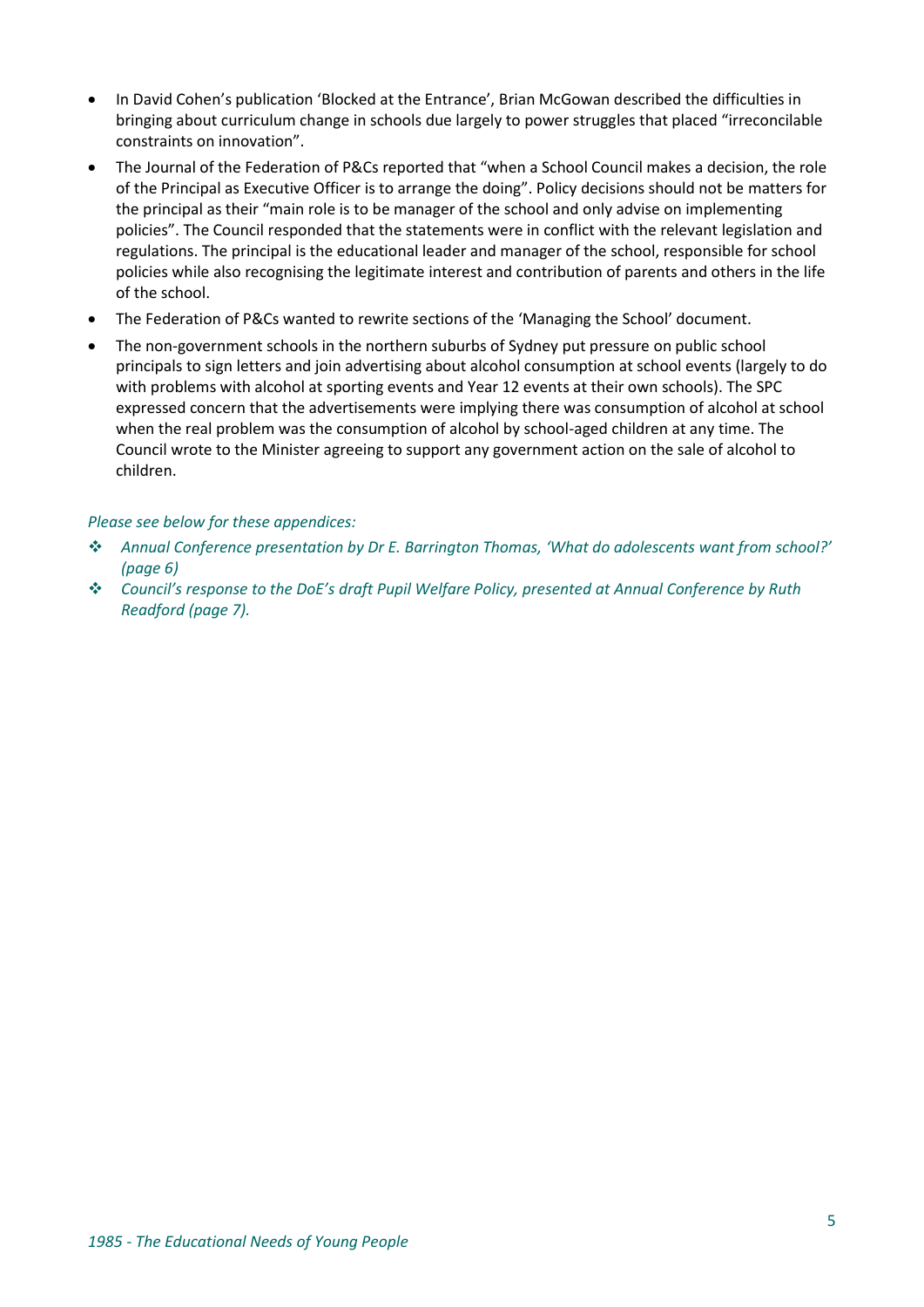- In David Cohen's publication 'Blocked at the Entrance', Brian McGowan described the difficulties in bringing about curriculum change in schools due largely to power struggles that placed "irreconcilable constraints on innovation".
- The Journal of the Federation of P&Cs reported that "when a School Council makes a decision, the role of the Principal as Executive Officer is to arrange the doing". Policy decisions should not be matters for the principal as their "main role is to be manager of the school and only advise on implementing policies". The Council responded that the statements were in conflict with the relevant legislation and regulations. The principal is the educational leader and manager of the school, responsible for school policies while also recognising the legitimate interest and contribution of parents and others in the life of the school.
- The Federation of P&Cs wanted to rewrite sections of the 'Managing the School' document.
- The non-government schools in the northern suburbs of Sydney put pressure on public school principals to sign letters and join advertising about alcohol consumption at school events (largely to do with problems with alcohol at sporting events and Year 12 events at their own schools). The SPC expressed concern that the advertisements were implying there was consumption of alcohol at school when the real problem was the consumption of alcohol by school-aged children at any time. The Council wrote to the Minister agreeing to support any government action on the sale of alcohol to children.

*Please see below for these appendices:*

- *Annual Conference presentation by Dr E. Barrington Thomas, 'What do adolescents want from school?' (page 6)*
- *Council's response to the DoE's draft Pupil Welfare Policy, presented at Annual Conference by Ruth Readford (page 7).*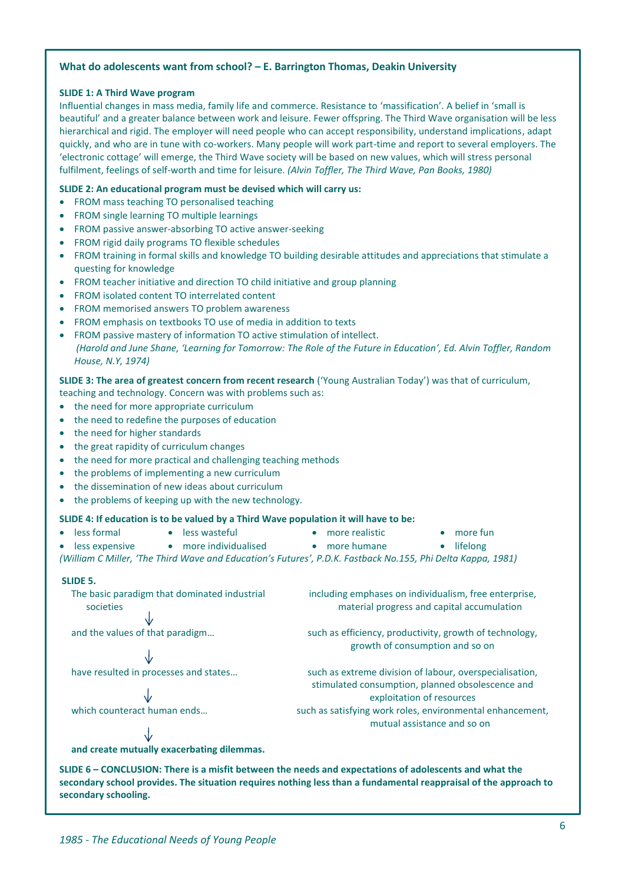### What do adolescents want from school? – E. Barrington Thomas, Deakin University

**SLIDE 1: A Third Wave program**

Influential changes in mass media, family life and commerce. Resistance to 'massification'. A belief in 'small is beautiful' and a greater balance between work and leisure. Fewer offspring. The Third Wave organisation will be less hierarchical and rigid. The employer will need people who can accept responsibility, understand implications, adapt quickly, and who are in tune with co-workers. Many people will work part-time and report to several employers. The 'electronic cottage' will emerge, the Third Wave society will be based on new values, which will stress personal fulfilment, feelings of self-worth and time for leisure. *(Alvin Toffler, The Third Wave, Pan Books, 1980)*

**SLIDE 2: An educational program must be devised which will carry us:**

- FROM mass teaching TO personalised teaching
- FROM single learning TO multiple learnings
- FROM passive answer-absorbing TO active answer-seeking
- FROM rigid daily programs TO flexible schedules
- FROM training in formal skills and knowledge TO building desirable attitudes and appreciations that stimulate a questing for knowledge
- FROM teacher initiative and direction TO child initiative and group planning
- FROM isolated content TO interrelated content
- FROM memorised answers TO problem awareness
- FROM emphasis on textbooks TO use of media in addition to texts
- FROM passive mastery of information TO active stimulation of intellect.
  *(Harold and June Shane, 'Learning for Tomorrow: The Role of the Future in Education', Ed. Alvin Toffler, Random House, N.Y, 1974)*

**SLIDE 3: The area of greatest concern from recent research** ('Young Australian Today') was that of curriculum, teaching and technology. Concern was with problems such as:

- the need for more appropriate curriculum
- the need to redefine the purposes of education
- the need for higher standards
- the great rapidity of curriculum changes
- the need for more practical and challenging teaching methods
- the problems of implementing a new curriculum
- the dissemination of new ideas about curriculum
- the problems of keeping up with the new technology.

**SLIDE 4: If education is to be valued by a Third Wave population it will have to be:**

- less formal
- less wasteful
- more realistic
- more fun
- less expensive
- more individualised
- more humane
- lifelong

*(William C Miller, 'The Third Wave and Education's Futures', P.D.K. Fastback No.155, Phi Delta Kappa, 1981)*

**SLIDE 5.**

The basic paradigm that dominated industrial societies — including emphases on individualism, free enterprise, material progress and capital accumulation

↓

and the values of that paradigm… — such as efficiency, productivity, growth of technology, growth of consumption and so on

↓

have resulted in processes and states… — such as extreme division of labour, overspecialisation, stimulated consumption, planned obsolescence and exploitation of resources

↓

which counteract human ends… — such as satisfying work roles, environmental enhancement, mutual assistance and so on

↓

**and create mutually exacerbating dilemmas.**

**SLIDE 6 – CONCLUSION: There is a misfit between the needs and expectations of adolescents and what the secondary school provides. The situation requires nothing less than a fundamental reappraisal of the approach to secondary schooling.**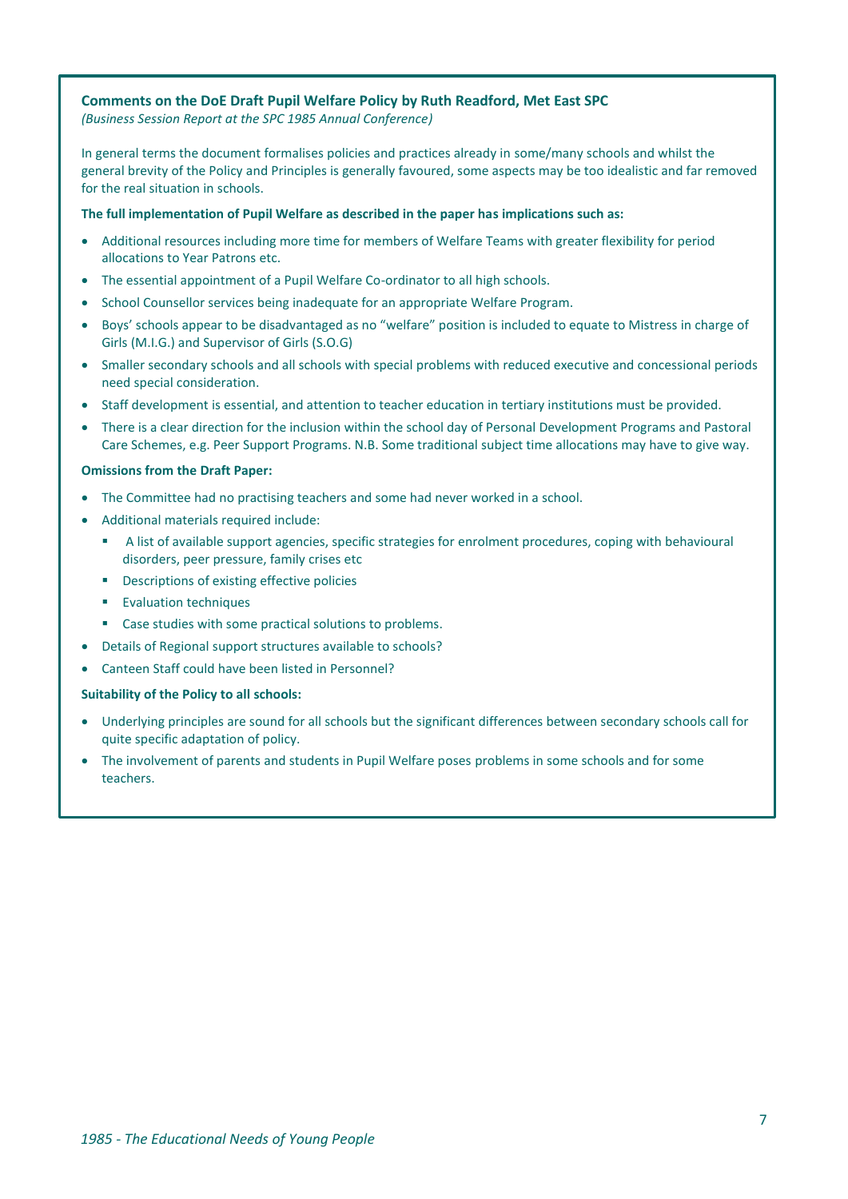**Comments on the DoE Draft Pupil Welfare Policy by Ruth Readford, Met East SPC**

*(Business Session Report at the SPC 1985 Annual Conference)*

In general terms the document formalises policies and practices already in some/many schools and whilst the general brevity of the Policy and Principles is generally favoured, some aspects may be too idealistic and far removed for the real situation in schools.

**The full implementation of Pupil Welfare as described in the paper has implications such as:**

- Additional resources including more time for members of Welfare Teams with greater flexibility for period allocations to Year Patrons etc.
- The essential appointment of a Pupil Welfare Co-ordinator to all high schools.
- School Counsellor services being inadequate for an appropriate Welfare Program.
- Boys' schools appear to be disadvantaged as no "welfare" position is included to equate to Mistress in charge of Girls (M.I.G.) and Supervisor of Girls (S.O.G)
- Smaller secondary schools and all schools with special problems with reduced executive and concessional periods need special consideration.
- Staff development is essential, and attention to teacher education in tertiary institutions must be provided.
- There is a clear direction for the inclusion within the school day of Personal Development Programs and Pastoral Care Schemes, e.g. Peer Support Programs. N.B. Some traditional subject time allocations may have to give way.

**Omissions from the Draft Paper:**

- The Committee had no practising teachers and some had never worked in a school.
- Additional materials required include:
  - A list of available support agencies, specific strategies for enrolment procedures, coping with behavioural disorders, peer pressure, family crises etc
  - Descriptions of existing effective policies
  - Evaluation techniques
  - Case studies with some practical solutions to problems.
- Details of Regional support structures available to schools?
- Canteen Staff could have been listed in Personnel?

**Suitability of the Policy to all schools:**

- Underlying principles are sound for all schools but the significant differences between secondary schools call for quite specific adaptation of policy.
- The involvement of parents and students in Pupil Welfare poses problems in some schools and for some teachers.